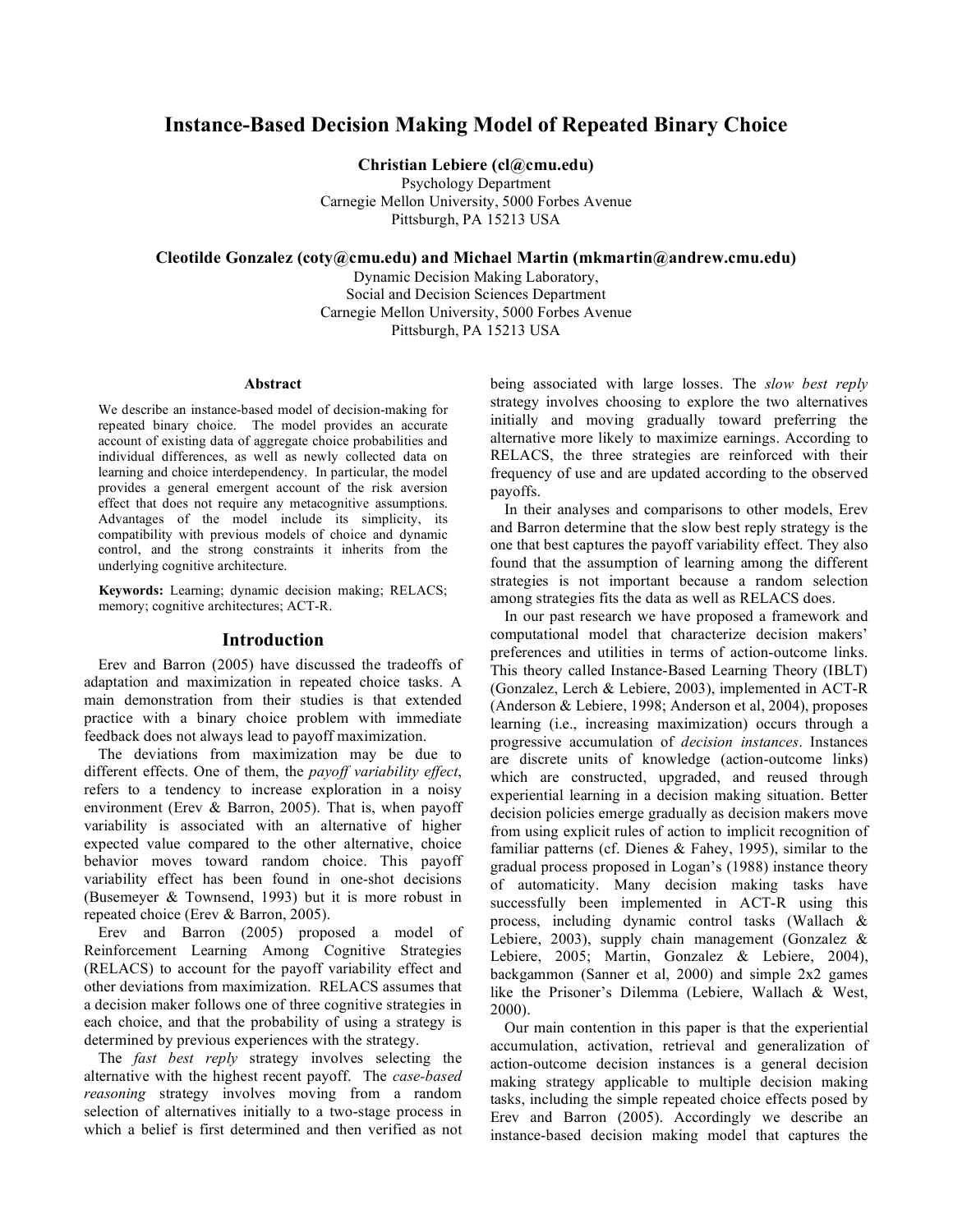# Instance-Based Decision Making Model of Repeated Binary Choice

**Christian Lebiere (cl@cmu.edu)**
Psychology Department
Carnegie Mellon University, 5000 Forbes Avenue
Pittsburgh, PA 15213 USA

**Cleotilde Gonzalez (coty@cmu.edu) and Michael Martin (mkmartin@andrew.cmu.edu)**
Dynamic Decision Making Laboratory,
Social and Decision Sciences Department
Carnegie Mellon University, 5000 Forbes Avenue
Pittsburgh, PA 15213 USA

### Abstract

We describe an instance-based model of decision-making for repeated binary choice. The model provides an accurate account of existing data of aggregate choice probabilities and individual differences, as well as newly collected data on learning and choice interdependency. In particular, the model provides a general emergent account of the risk aversion effect that does not require any metacognitive assumptions. Advantages of the model include its simplicity, its compatibility with previous models of choice and dynamic control, and the strong constraints it inherits from the underlying cognitive architecture.

**Keywords:** Learning; dynamic decision making; RELACS; memory; cognitive architectures; ACT-R.

## Introduction

Erev and Barron (2005) have discussed the tradeoffs of adaptation and maximization in repeated choice tasks. A main demonstration from their studies is that extended practice with a binary choice problem with immediate feedback does not always lead to payoff maximization.

The deviations from maximization may be due to different effects. One of them, the *payoff variability effect*, refers to a tendency to increase exploration in a noisy environment (Erev & Barron, 2005). That is, when payoff variability is associated with an alternative of higher expected value compared to the other alternative, choice behavior moves toward random choice. This payoff variability effect has been found in one-shot decisions (Busemeyer & Townsend, 1993) but it is more robust in repeated choice (Erev & Barron, 2005).

Erev and Barron (2005) proposed a model of Reinforcement Learning Among Cognitive Strategies (RELACS) to account for the payoff variability effect and other deviations from maximization. RELACS assumes that a decision maker follows one of three cognitive strategies in each choice, and that the probability of using a strategy is determined by previous experiences with the strategy.

The *fast best reply* strategy involves selecting the alternative with the highest recent payoff. The *case-based reasoning* strategy involves moving from a random selection of alternatives initially to a two-stage process in which a belief is first determined and then verified as not being associated with large losses. The *slow best reply* strategy involves choosing to explore the two alternatives initially and moving gradually toward preferring the alternative more likely to maximize earnings. According to RELACS, the three strategies are reinforced with their frequency of use and are updated according to the observed payoffs.

In their analyses and comparisons to other models, Erev and Barron determine that the slow best reply strategy is the one that best captures the payoff variability effect. They also found that the assumption of learning among the different strategies is not important because a random selection among strategies fits the data as well as RELACS does.

In our past research we have proposed a framework and computational model that characterize decision makers' preferences and utilities in terms of action-outcome links. This theory called Instance-Based Learning Theory (IBLT) (Gonzalez, Lerch & Lebiere, 2003), implemented in ACT-R (Anderson & Lebiere, 1998; Anderson et al, 2004), proposes learning (i.e., increasing maximization) occurs through a progressive accumulation of *decision instances*. Instances are discrete units of knowledge (action-outcome links) which are constructed, upgraded, and reused through experiential learning in a decision making situation. Better decision policies emerge gradually as decision makers move from using explicit rules of action to implicit recognition of familiar patterns (cf. Dienes & Fahey, 1995), similar to the gradual process proposed in Logan's (1988) instance theory of automaticity. Many decision making tasks have successfully been implemented in ACT-R using this process, including dynamic control tasks (Wallach & Lebiere, 2003), supply chain management (Gonzalez & Lebiere, 2005; Martin, Gonzalez & Lebiere, 2004), backgammon (Sanner et al, 2000) and simple 2x2 games like the Prisoner's Dilemma (Lebiere, Wallach & West, 2000).

Our main contention in this paper is that the experiential accumulation, activation, retrieval and generalization of action-outcome decision instances is a general decision making strategy applicable to multiple decision making tasks, including the simple repeated choice effects posed by Erev and Barron (2005). Accordingly we describe an instance-based decision making model that captures the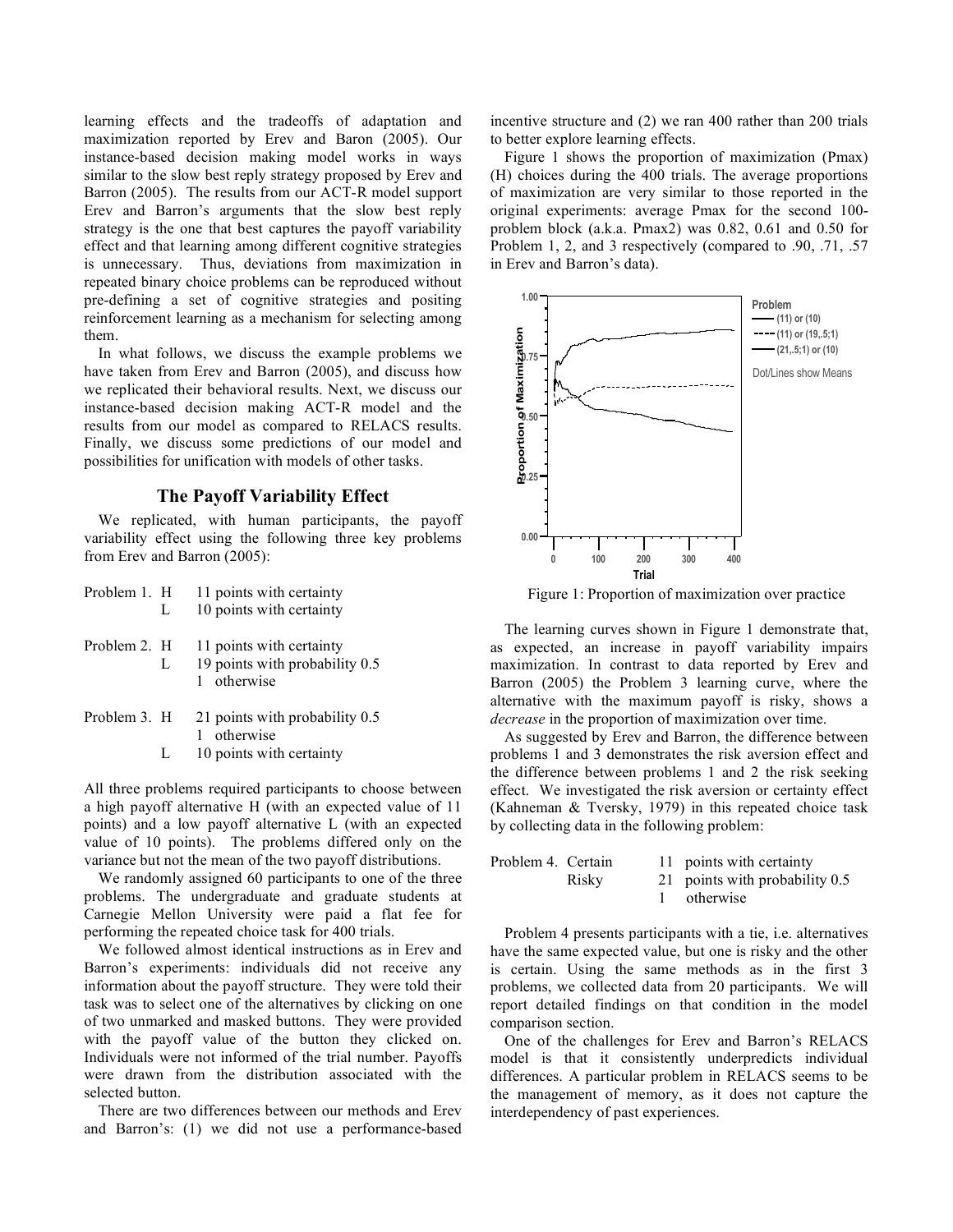learning effects and the tradeoffs of adaptation and maximization reported by Erev and Baron (2005). Our instance-based decision making model works in ways similar to the slow best reply strategy proposed by Erev and Barron (2005). The results from our ACT-R model support Erev and Barron's arguments that the slow best reply strategy is the one that best captures the payoff variability effect and that learning among different cognitive strategies is unnecessary. Thus, deviations from maximization in repeated binary choice problems can be reproduced without pre-defining a set of cognitive strategies and positing reinforcement learning as a mechanism for selecting among them.

In what follows, we discuss the example problems we have taken from Erev and Barron (2005), and discuss how we replicated their behavioral results. Next, we discuss our instance-based decision making ACT-R model and the results from our model as compared to RELACS results. Finally, we discuss some predictions of our model and possibilities for unification with models of other tasks.

## The Payoff Variability Effect

We replicated, with human participants, the payoff variability effect using the following three key problems from Erev and Barron (2005):

Problem 1. H 11 points with certainty
L 10 points with certainty

Problem 2. H 11 points with certainty
L 19 points with probability 0.5
1 otherwise

Problem 3. H 21 points with probability 0.5
1 otherwise
L 10 points with certainty

All three problems required participants to choose between a high payoff alternative H (with an expected value of 11 points) and a low payoff alternative L (with an expected value of 10 points). The problems differed only on the variance but not the mean of the two payoff distributions.

We randomly assigned 60 participants to one of the three problems. The undergraduate and graduate students at Carnegie Mellon University were paid a flat fee for performing the repeated choice task for 400 trials.

We followed almost identical instructions as in Erev and Barron's experiments: individuals did not receive any information about the payoff structure. They were told their task was to select one of the alternatives by clicking on one of two unmarked and masked buttons. They were provided with the payoff value of the button they clicked on. Individuals were not informed of the trial number. Payoffs were drawn from the distribution associated with the selected button.

There are two differences between our methods and Erev and Barron's: (1) we did not use a performance-based incentive structure and (2) we ran 400 rather than 200 trials to better explore learning effects.

Figure 1 shows the proportion of maximization (Pmax) (H) choices during the 400 trials. The average proportions of maximization are very similar to those reported in the original experiments: average Pmax for the second 100-problem block (a.k.a. Pmax2) was 0.82, 0.61 and 0.50 for Problem 1, 2, and 3 respectively (compared to .90, .71, .57 in Erev and Barron's data).

Figure 1: Proportion of maximization over practice

The learning curves shown in Figure 1 demonstrate that, as expected, an increase in payoff variability impairs maximization. In contrast to data reported by Erev and Barron (2005) the Problem 3 learning curve, where the alternative with the maximum payoff is risky, shows a *decrease* in the proportion of maximization over time.

As suggested by Erev and Barron, the difference between problems 1 and 3 demonstrates the risk aversion effect and the difference between problems 1 and 2 the risk seeking effect. We investigated the risk aversion or certainty effect (Kahneman & Tversky, 1979) in this repeated choice task by collecting data in the following problem:

Problem 4. Certain 11 points with certainty
Risky 21 points with probability 0.5
1 otherwise

Problem 4 presents participants with a tie, i.e. alternatives have the same expected value, but one is risky and the other is certain. Using the same methods as in the first 3 problems, we collected data from 20 participants. We will report detailed findings on that condition in the model comparison section.

One of the challenges for Erev and Barron's RELACS model is that it consistently underpredicts individual differences. A particular problem in RELACS seems to be the management of memory, as it does not capture the interdependency of past experiences.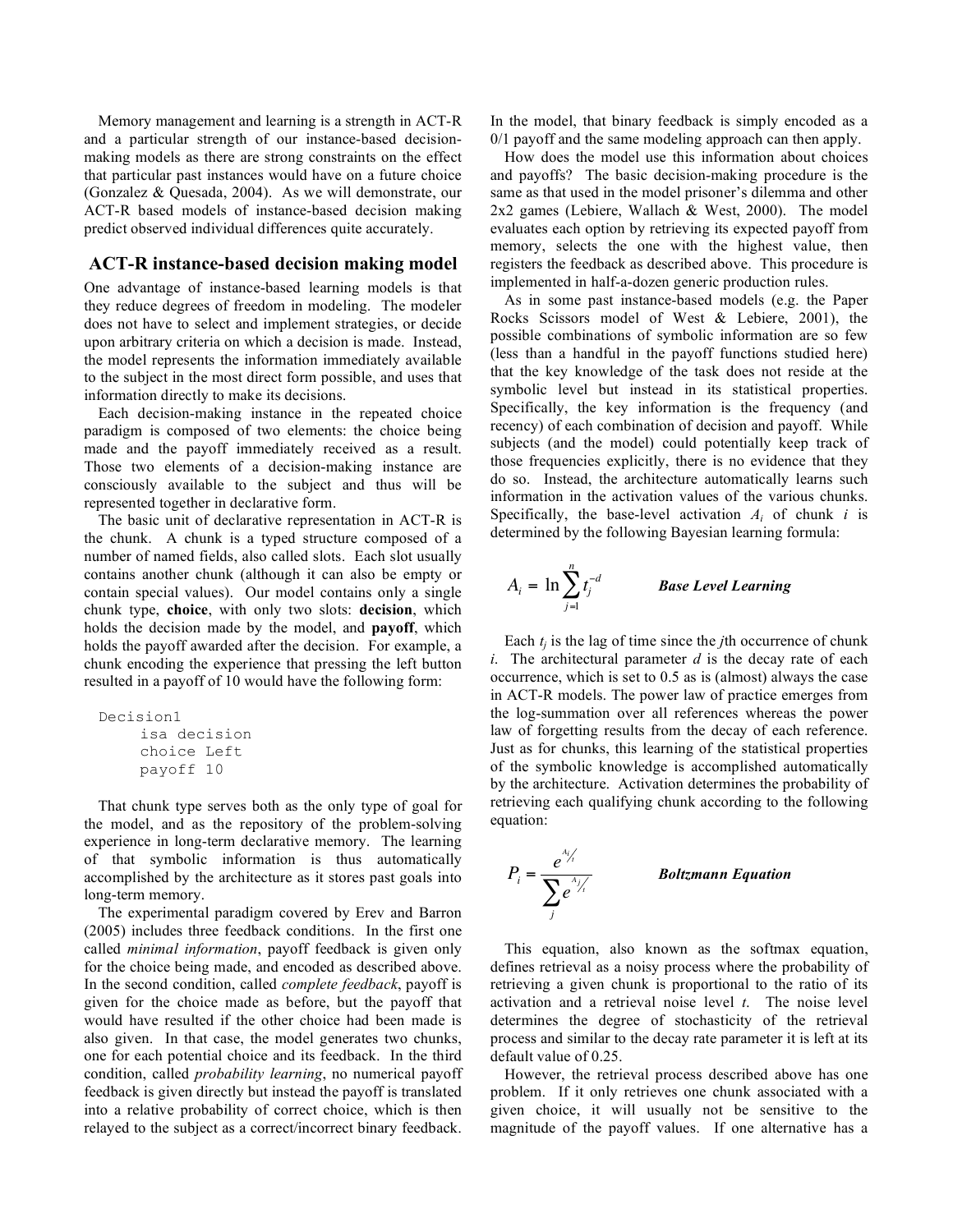Memory management and learning is a strength in ACT-R and a particular strength of our instance-based decision-making models as there are strong constraints on the effect that particular past instances would have on a future choice (Gonzalez & Quesada, 2004). As we will demonstrate, our ACT-R based models of instance-based decision making predict observed individual differences quite accurately.

## ACT-R instance-based decision making model

One advantage of instance-based learning models is that they reduce degrees of freedom in modeling. The modeler does not have to select and implement strategies, or decide upon arbitrary criteria on which a decision is made. Instead, the model represents the information immediately available to the subject in the most direct form possible, and uses that information directly to make its decisions.

Each decision-making instance in the repeated choice paradigm is composed of two elements: the choice being made and the payoff immediately received as a result. Those two elements of a decision-making instance are consciously available to the subject and thus will be represented together in declarative form.

The basic unit of declarative representation in ACT-R is the chunk. A chunk is a typed structure composed of a number of named fields, also called slots. Each slot usually contains another chunk (although it can also be empty or contain special values). Our model contains only a single chunk type, **choice**, with only two slots: **decision**, which holds the decision made by the model, and **payoff**, which holds the payoff awarded after the decision. For example, a chunk encoding the experience that pressing the left button resulted in a payoff of 10 would have the following form:

```
Decision1
     isa decision
     choice Left
     payoff 10
```

That chunk type serves both as the only type of goal for the model, and as the repository of the problem-solving experience in long-term declarative memory. The learning of that symbolic information is thus automatically accomplished by the architecture as it stores past goals into long-term memory.

The experimental paradigm covered by Erev and Barron (2005) includes three feedback conditions. In the first one called *minimal information*, payoff feedback is given only for the choice being made, and encoded as described above. In the second condition, called *complete feedback*, payoff is given for the choice made as before, but the payoff that would have resulted if the other choice had been made is also given. In that case, the model generates two chunks, one for each potential choice and its feedback. In the third condition, called *probability learning*, no numerical payoff feedback is given directly but instead the payoff is translated into a relative probability of correct choice, which is then relayed to the subject as a correct/incorrect binary feedback. In the model, that binary feedback is simply encoded as a 0/1 payoff and the same modeling approach can then apply.

How does the model use this information about choices and payoffs? The basic decision-making procedure is the same as that used in the model prisoner's dilemma and other 2x2 games (Lebiere, Wallach & West, 2000). The model evaluates each option by retrieving its expected payoff from memory, selects the one with the highest value, then registers the feedback as described above. This procedure is implemented in half-a-dozen generic production rules.

As in some past instance-based models (e.g. the Paper Rocks Scissors model of West & Lebiere, 2001), the possible combinations of symbolic information are so few (less than a handful in the payoff functions studied here) that the key knowledge of the task does not reside at the symbolic level but instead in its statistical properties. Specifically, the key information is the frequency (and recency) of each combination of decision and payoff. While subjects (and the model) could potentially keep track of those frequencies explicitly, there is no evidence that they do so. Instead, the architecture automatically learns such information in the activation values of the various chunks. Specifically, the base-level activation $A_i$ of chunk $i$ is determined by the following Bayesian learning formula:

$$A_i = \ln \sum_{j=1}^{n} t_j^{-d} \qquad \textbf{\textit{Base Level Learning}}$$

Each $t_j$ is the lag of time since the $j$th occurrence of chunk $i$. The architectural parameter $d$ is the decay rate of each occurrence, which is set to 0.5 as is (almost) always the case in ACT-R models. The power law of practice emerges from the log-summation over all references whereas the power law of forgetting results from the decay of each reference. Just as for chunks, this learning of the statistical properties of the symbolic knowledge is accomplished automatically by the architecture. Activation determines the probability of retrieving each qualifying chunk according to the following equation:

$$P_i = \frac{e^{A_i/t}}{\sum_j e^{A_j/t}} \qquad \textbf{\textit{Boltzmann Equation}}$$

This equation, also known as the softmax equation, defines retrieval as a noisy process where the probability of retrieving a given chunk is proportional to the ratio of its activation and a retrieval noise level $t$. The noise level determines the degree of stochasticity of the retrieval process and similar to the decay rate parameter it is left at its default value of 0.25.

However, the retrieval process described above has one problem. If it only retrieves one chunk associated with a given choice, it will usually not be sensitive to the magnitude of the payoff values. If one alternative has a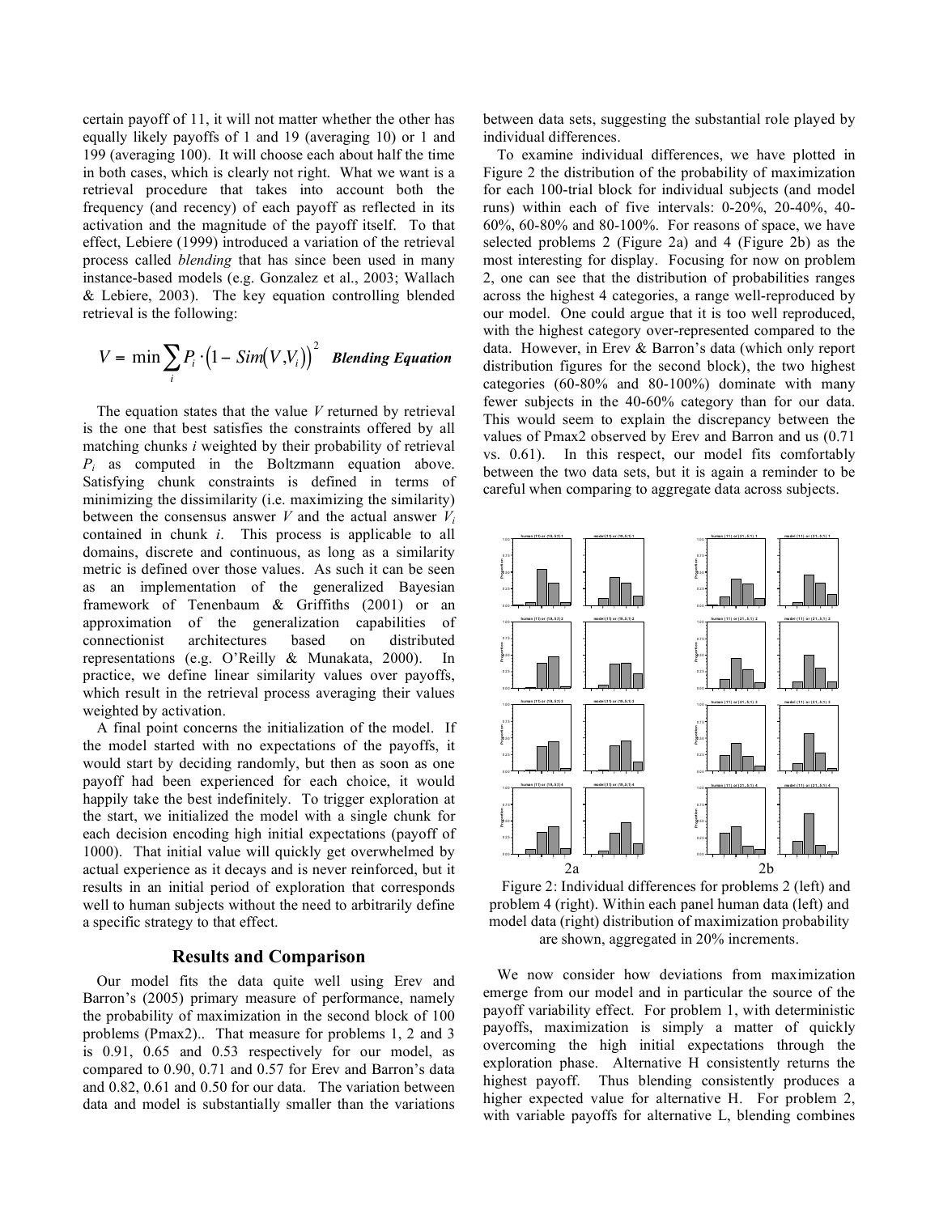certain payoff of 11, it will not matter whether the other has equally likely payoffs of 1 and 19 (averaging 10) or 1 and 199 (averaging 100). It will choose each about half the time in both cases, which is clearly not right. What we want is a retrieval procedure that takes into account both the frequency (and recency) of each payoff as reflected in its activation and the magnitude of the payoff itself. To that effect, Lebiere (1999) introduced a variation of the retrieval process called *blending* that has since been used in many instance-based models (e.g. Gonzalez et al., 2003; Wallach & Lebiere, 2003). The key equation controlling blended retrieval is the following:

$$V = \min \sum_{i} P_i \cdot \left(1 - Sim(V,V_i)\right)^2 \quad \textit{Blending Equation}$$

The equation states that the value $V$ returned by retrieval is the one that best satisfies the constraints offered by all matching chunks $i$ weighted by their probability of retrieval $P_i$ as computed in the Boltzmann equation above. Satisfying chunk constraints is defined in terms of minimizing the dissimilarity (i.e. maximizing the similarity) between the consensus answer $V$ and the actual answer $V_i$ contained in chunk $i$. This process is applicable to all domains, discrete and continuous, as long as a similarity metric is defined over those values. As such it can be seen as an implementation of the generalized Bayesian framework of Tenenbaum & Griffiths (2001) or an approximation of the generalization capabilities of connectionist architectures based on distributed representations (e.g. O'Reilly & Munakata, 2000). In practice, we define linear similarity values over payoffs, which result in the retrieval process averaging their values weighted by activation.

A final point concerns the initialization of the model. If the model started with no expectations of the payoffs, it would start by deciding randomly, but then as soon as one payoff had been experienced for each choice, it would happily take the best indefinitely. To trigger exploration at the start, we initialized the model with a single chunk for each decision encoding high initial expectations (payoff of 1000). That initial value will quickly get overwhelmed by actual experience as it decays and is never reinforced, but it results in an initial period of exploration that corresponds well to human subjects without the need to arbitrarily define a specific strategy to that effect.

## Results and Comparison

Our model fits the data quite well using Erev and Barron's (2005) primary measure of performance, namely the probability of maximization in the second block of 100 problems (Pmax2).. That measure for problems 1, 2 and 3 is 0.91, 0.65 and 0.53 respectively for our model, as compared to 0.90, 0.71 and 0.57 for Erev and Barron's data and 0.82, 0.61 and 0.50 for our data. The variation between data and model is substantially smaller than the variations between data sets, suggesting the substantial role played by individual differences.

To examine individual differences, we have plotted in Figure 2 the distribution of the probability of maximization for each 100-trial block for individual subjects (and model runs) within each of five intervals: 0-20%, 20-40%, 40-60%, 60-80% and 80-100%. For reasons of space, we have selected problems 2 (Figure 2a) and 4 (Figure 2b) as the most interesting for display. Focusing for now on problem 2, one can see that the distribution of probabilities ranges across the highest 4 categories, a range well-reproduced by our model. One could argue that it is too well reproduced, with the highest category over-represented compared to the data. However, in Erev & Barron's data (which only report distribution figures for the second block), the two highest categories (60-80% and 80-100%) dominate with many fewer subjects in the 40-60% category than for our data. This would seem to explain the discrepancy between the values of Pmax2 observed by Erev and Barron and us (0.71 vs. 0.61). In this respect, our model fits comfortably between the two data sets, but it is again a reminder to be careful when comparing to aggregate data across subjects.

2a 2b

Figure 2: Individual differences for problems 2 (left) and problem 4 (right). Within each panel human data (left) and model data (right) distribution of maximization probability are shown, aggregated in 20% increments.

We now consider how deviations from maximization emerge from our model and in particular the source of the payoff variability effect. For problem 1, with deterministic payoffs, maximization is simply a matter of quickly overcoming the high initial expectations through the exploration phase. Alternative H consistently returns the highest payoff. Thus blending consistently produces a higher expected value for alternative H. For problem 2, with variable payoffs for alternative L, blending combines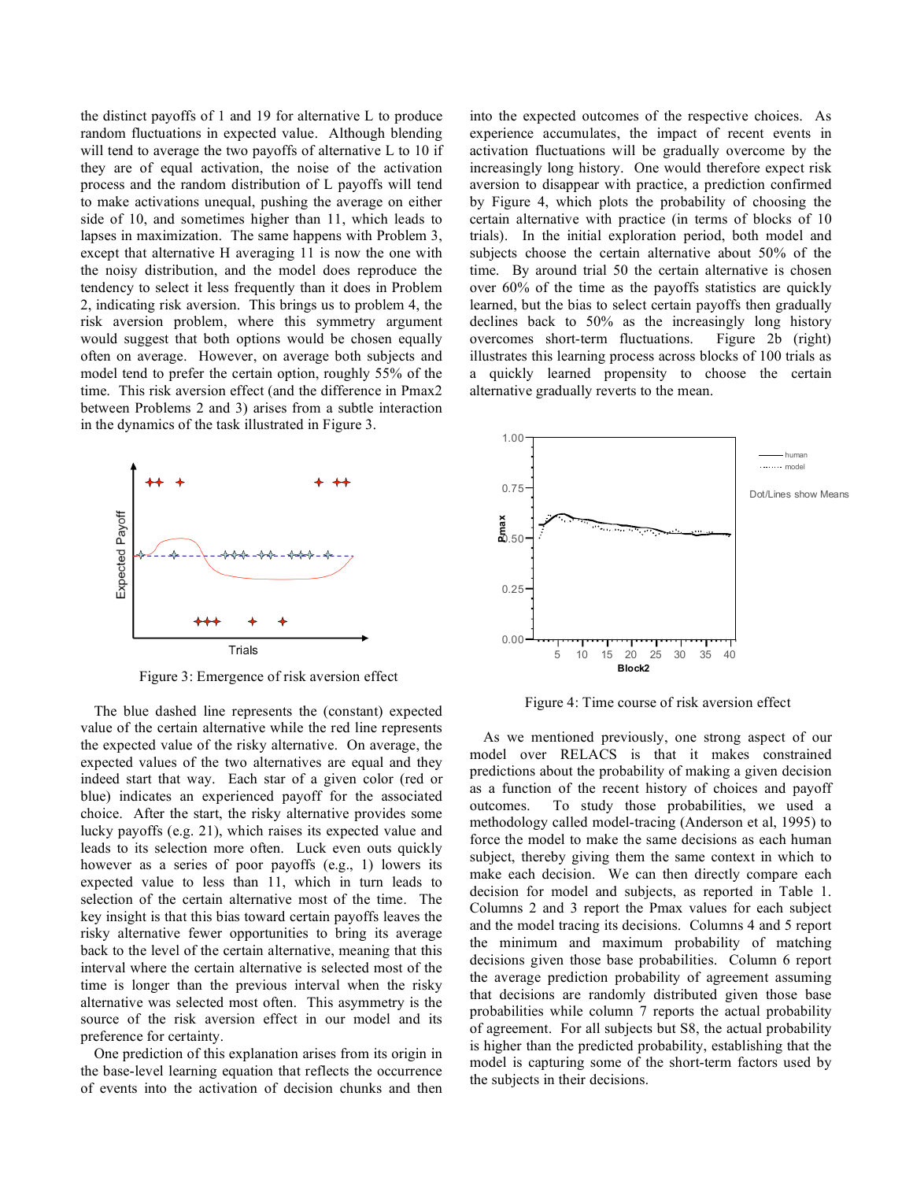the distinct payoffs of 1 and 19 for alternative L to produce random fluctuations in expected value. Although blending will tend to average the two payoffs of alternative L to 10 if they are of equal activation, the noise of the activation process and the random distribution of L payoffs will tend to make activations unequal, pushing the average on either side of 10, and sometimes higher than 11, which leads to lapses in maximization. The same happens with Problem 3, except that alternative H averaging 11 is now the one with the noisy distribution, and the model does reproduce the tendency to select it less frequently than it does in Problem 2, indicating risk aversion. This brings us to problem 4, the risk aversion problem, where this symmetry argument would suggest that both options would be chosen equally often on average. However, on average both subjects and model tend to prefer the certain option, roughly 55% of the time. This risk aversion effect (and the difference in Pmax2 between Problems 2 and 3) arises from a subtle interaction in the dynamics of the task illustrated in Figure 3.

Figure 3: Emergence of risk aversion effect

The blue dashed line represents the (constant) expected value of the certain alternative while the red line represents the expected value of the risky alternative. On average, the expected values of the two alternatives are equal and they indeed start that way. Each star of a given color (red or blue) indicates an experienced payoff for the associated choice. After the start, the risky alternative provides some lucky payoffs (e.g. 21), which raises its expected value and leads to its selection more often. Luck even outs quickly however as a series of poor payoffs (e.g., 1) lowers its expected value to less than 11, which in turn leads to selection of the certain alternative most of the time. The key insight is that this bias toward certain payoffs leaves the risky alternative fewer opportunities to bring its average back to the level of the certain alternative, meaning that this interval where the certain alternative is selected most of the time is longer than the previous interval when the risky alternative was selected most often. This asymmetry is the source of the risk aversion effect in our model and its preference for certainty.

One prediction of this explanation arises from its origin in the base-level learning equation that reflects the occurrence of events into the activation of decision chunks and then into the expected outcomes of the respective choices. As experience accumulates, the impact of recent events in activation fluctuations will be gradually overcome by the increasingly long history. One would therefore expect risk aversion to disappear with practice, a prediction confirmed by Figure 4, which plots the probability of choosing the certain alternative with practice (in terms of blocks of 10 trials). In the initial exploration period, both model and subjects choose the certain alternative about 50% of the time. By around trial 50 the certain alternative is chosen over 60% of the time as the payoffs statistics are quickly learned, but the bias to select certain payoffs then gradually declines back to 50% as the increasingly long history overcomes short-term fluctuations. Figure 2b (right) illustrates this learning process across blocks of 100 trials as a quickly learned propensity to choose the certain alternative gradually reverts to the mean.

Figure 4: Time course of risk aversion effect

As we mentioned previously, one strong aspect of our model over RELACS is that it makes constrained predictions about the probability of making a given decision as a function of the recent history of choices and payoff outcomes. To study those probabilities, we used a methodology called model-tracing (Anderson et al, 1995) to force the model to make the same decisions as each human subject, thereby giving them the same context in which to make each decision. We can then directly compare each decision for model and subjects, as reported in Table 1. Columns 2 and 3 report the Pmax values for each subject and the model tracing its decisions. Columns 4 and 5 report the minimum and maximum probability of matching decisions given those base probabilities. Column 6 report the average prediction probability of agreement assuming that decisions are randomly distributed given those base probabilities while column 7 reports the actual probability of agreement. For all subjects but S8, the actual probability is higher than the predicted probability, establishing that the model is capturing some of the short-term factors used by the subjects in their decisions.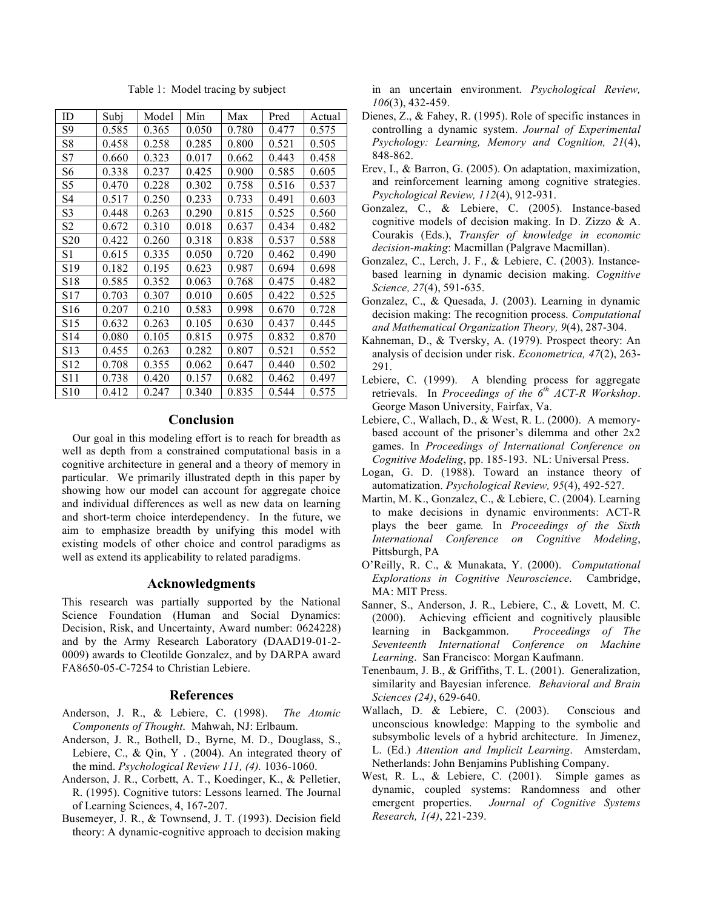Table 1: Model tracing by subject

| ID | Subj | Model | Min | Max | Pred | Actual |
|---|---|---|---|---|---|---|
| S9 | 0.585 | 0.365 | 0.050 | 0.780 | 0.477 | 0.575 |
| S8 | 0.458 | 0.258 | 0.285 | 0.800 | 0.521 | 0.505 |
| S7 | 0.660 | 0.323 | 0.017 | 0.662 | 0.443 | 0.458 |
| S6 | 0.338 | 0.237 | 0.425 | 0.900 | 0.585 | 0.605 |
| S5 | 0.470 | 0.228 | 0.302 | 0.758 | 0.516 | 0.537 |
| S4 | 0.517 | 0.250 | 0.233 | 0.733 | 0.491 | 0.603 |
| S3 | 0.448 | 0.263 | 0.290 | 0.815 | 0.525 | 0.560 |
| S2 | 0.672 | 0.310 | 0.018 | 0.637 | 0.434 | 0.482 |
| S20 | 0.422 | 0.260 | 0.318 | 0.838 | 0.537 | 0.588 |
| S1 | 0.615 | 0.335 | 0.050 | 0.720 | 0.462 | 0.490 |
| S19 | 0.182 | 0.195 | 0.623 | 0.987 | 0.694 | 0.698 |
| S18 | 0.585 | 0.352 | 0.063 | 0.768 | 0.475 | 0.482 |
| S17 | 0.703 | 0.307 | 0.010 | 0.605 | 0.422 | 0.525 |
| S16 | 0.207 | 0.210 | 0.583 | 0.998 | 0.670 | 0.728 |
| S15 | 0.632 | 0.263 | 0.105 | 0.630 | 0.437 | 0.445 |
| S14 | 0.080 | 0.105 | 0.815 | 0.975 | 0.832 | 0.870 |
| S13 | 0.455 | 0.263 | 0.282 | 0.807 | 0.521 | 0.552 |
| S12 | 0.708 | 0.355 | 0.062 | 0.647 | 0.440 | 0.502 |
| S11 | 0.738 | 0.420 | 0.157 | 0.682 | 0.462 | 0.497 |
| S10 | 0.412 | 0.247 | 0.340 | 0.835 | 0.544 | 0.575 |

## Conclusion

Our goal in this modeling effort is to reach for breadth as well as depth from a constrained computational basis in a cognitive architecture in general and a theory of memory in particular. We primarily illustrated depth in this paper by showing how our model can account for aggregate choice and individual differences as well as new data on learning and short-term choice interdependency. In the future, we aim to emphasize breadth by unifying this model with existing models of other choice and control paradigms as well as extend its applicability to related paradigms.

## Acknowledgments

This research was partially supported by the National Science Foundation (Human and Social Dynamics: Decision, Risk, and Uncertainty, Award number: 0624228) and by the Army Research Laboratory (DAAD19-01-2-0009) awards to Cleotilde Gonzalez, and by DARPA award FA8650-05-C-7254 to Christian Lebiere.

## References

Anderson, J. R., & Lebiere, C. (1998). *The Atomic Components of Thought*. Mahwah, NJ: Erlbaum.

Anderson, J. R., Bothell, D., Byrne, M. D., Douglass, S., Lebiere, C., & Qin, Y . (2004). An integrated theory of the mind. *Psychological Review 111, (4).* 1036-1060.

Anderson, J. R., Corbett, A. T., Koedinger, K., & Pelletier, R. (1995). Cognitive tutors: Lessons learned. The Journal of Learning Sciences, 4, 167-207.

Busemeyer, J. R., & Townsend, J. T. (1993). Decision field theory: A dynamic-cognitive approach to decision making in an uncertain environment. *Psychological Review, 106*(3), 432-459.

Dienes, Z., & Fahey, R. (1995). Role of specific instances in controlling a dynamic system. *Journal of Experimental Psychology: Learning, Memory and Cognition, 21*(4), 848-862.

Erev, I., & Barron, G. (2005). On adaptation, maximization, and reinforcement learning among cognitive strategies. *Psychological Review, 112*(4), 912-931.

Gonzalez, C., & Lebiere, C. (2005). Instance-based cognitive models of decision making. In D. Zizzo & A. Courakis (Eds.), *Transfer of knowledge in economic decision-making*: Macmillan (Palgrave Macmillan).

Gonzalez, C., Lerch, J. F., & Lebiere, C. (2003). Instance-based learning in dynamic decision making. *Cognitive Science, 27*(4), 591-635.

Gonzalez, C., & Quesada, J. (2003). Learning in dynamic decision making: The recognition process. *Computational and Mathematical Organization Theory, 9*(4), 287-304.

Kahneman, D., & Tversky, A. (1979). Prospect theory: An analysis of decision under risk. *Econometrica, 47*(2), 263-291.

Lebiere, C. (1999). A blending process for aggregate retrievals. In *Proceedings of the 6th ACT-R Workshop*. George Mason University, Fairfax, Va.

Lebiere, C., Wallach, D., & West, R. L. (2000). A memory-based account of the prisoner's dilemma and other 2x2 games. In *Proceedings of International Conference on Cognitive Modeling*, pp. 185-193. NL: Universal Press.

Logan, G. D. (1988). Toward an instance theory of automatization. *Psychological Review, 95*(4), 492-527.

Martin, M. K., Gonzalez, C., & Lebiere, C. (2004). Learning to make decisions in dynamic environments: ACT-R plays the beer game*.* In *Proceedings of the Sixth International Conference on Cognitive Modeling*, Pittsburgh, PA

O'Reilly, R. C., & Munakata, Y. (2000). *Computational Explorations in Cognitive Neuroscience*. Cambridge, MA: MIT Press.

Sanner, S., Anderson, J. R., Lebiere, C., & Lovett, M. C. (2000). Achieving efficient and cognitively plausible learning in Backgammon. *Proceedings of The Seventeenth International Conference on Machine Learning*. San Francisco: Morgan Kaufmann.

Tenenbaum, J. B., & Griffiths, T. L. (2001). Generalization, similarity and Bayesian inference. *Behavioral and Brain Sciences (24)*, 629-640.

Wallach, D. & Lebiere, C. (2003). Conscious and unconscious knowledge: Mapping to the symbolic and subsymbolic levels of a hybrid architecture. In Jimenez, L. (Ed.) *Attention and Implicit Learning*. Amsterdam, Netherlands: John Benjamins Publishing Company.

West, R. L., & Lebiere, C. (2001). Simple games as dynamic, coupled systems: Randomness and other emergent properties. *Journal of Cognitive Systems Research, 1(4)*, 221-239.